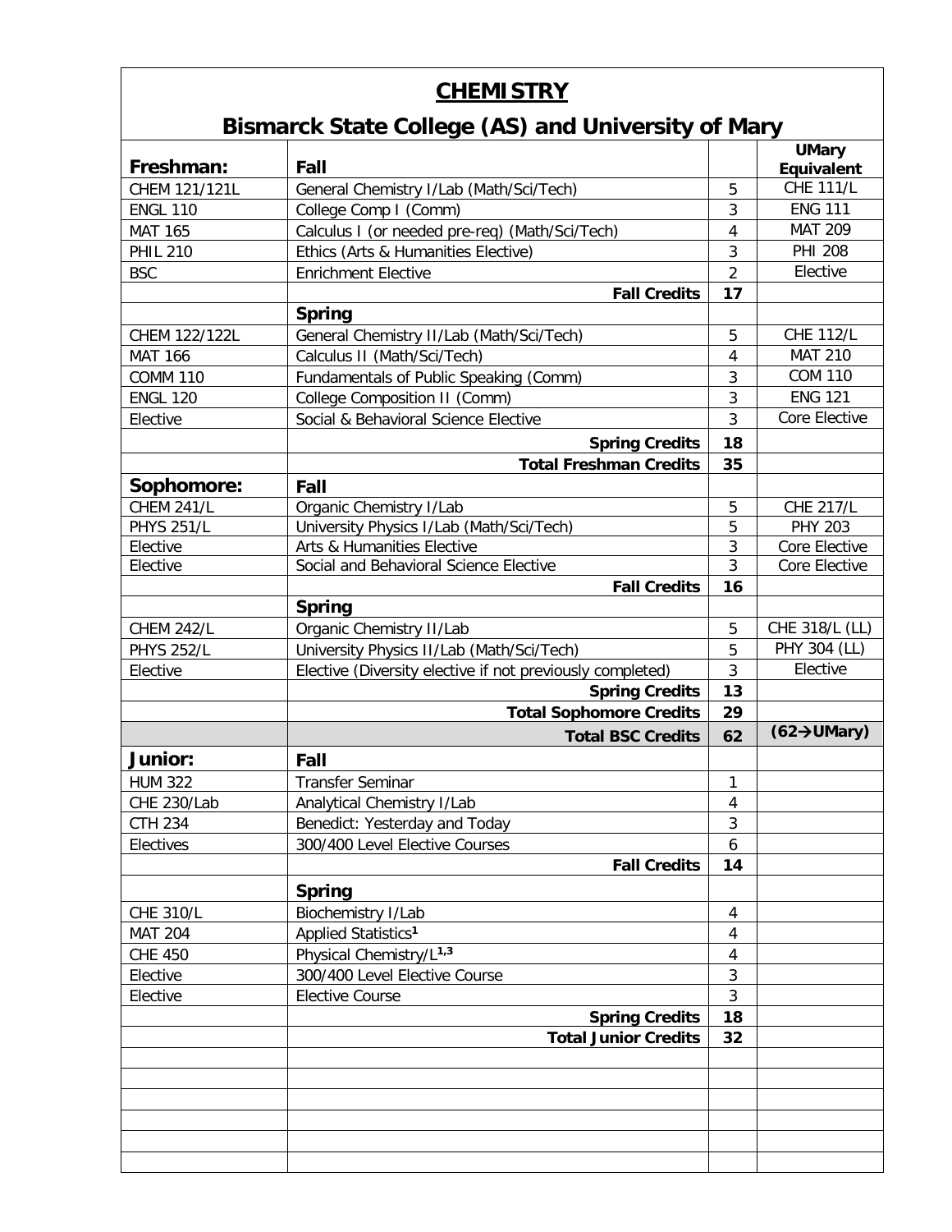# CHEMISTRY

## Bismarck State College (AS) and University of Mary

| Freshman: | Fall | | UMary Equivalent |
|---|---|---|---|
| CHEM 121/121L | General Chemistry I/Lab (Math/Sci/Tech) | 5 | CHE 111/L |
| ENGL 110 | College Comp I (Comm) | 3 | ENG 111 |
| MAT 165 | Calculus I (or needed pre-req) (Math/Sci/Tech) | 4 | MAT 209 |
| PHIL 210 | Ethics (Arts & Humanities Elective) | 3 | PHI 208 |
| BSC | Enrichment Elective | 2 | Elective |
| | **Fall Credits** | **17** | |
| | **Spring** | | |
| CHEM 122/122L | General Chemistry II/Lab (Math/Sci/Tech) | 5 | CHE 112/L |
| MAT 166 | Calculus II (Math/Sci/Tech) | 4 | MAT 210 |
| COMM 110 | Fundamentals of Public Speaking (Comm) | 3 | COM 110 |
| ENGL 120 | College Composition II (Comm) | 3 | ENG 121 |
| Elective | Social & Behavioral Science Elective | 3 | Core Elective |
| | **Spring Credits** | **18** | |
| | **Total Freshman Credits** | **35** | |
| **Sophomore:** | **Fall** | | |
| CHEM 241/L | Organic Chemistry I/Lab | 5 | CHE 217/L |
| PHYS 251/L | University Physics I/Lab (Math/Sci/Tech) | 5 | PHY 203 |
| Elective | Arts & Humanities Elective | 3 | Core Elective |
| Elective | Social and Behavioral Science Elective | 3 | Core Elective |
| | **Fall Credits** | **16** | |
| | **Spring** | | |
| CHEM 242/L | Organic Chemistry II/Lab | 5 | CHE 318/L (LL) |
| PHYS 252/L | University Physics II/Lab (Math/Sci/Tech) | 5 | PHY 304 (LL) |
| Elective | Elective (Diversity elective if not previously completed) | 3 | Elective |
| | **Spring Credits** | **13** | |
| | **Total Sophomore Credits** | **29** | |
| | **Total BSC Credits** | **62** | **(62→UMary)** |
| **Junior:** | **Fall** | | |
| HUM 322 | Transfer Seminar | 1 | |
| CHE 230/Lab | Analytical Chemistry I/Lab | 4 | |
| CTH 234 | Benedict: Yesterday and Today | 3 | |
| Electives | 300/400 Level Elective Courses | 6 | |
| | **Fall Credits** | **14** | |
| | **Spring** | | |
| CHE 310/L | Biochemistry I/Lab | 4 | |
| MAT 204 | Applied Statistics[1] | 4 | |
| CHE 450 | Physical Chemistry/L[1,3] | 4 | |
| Elective | 300/400 Level Elective Course | 3 | |
| Elective | Elective Course | 3 | |
| | **Spring Credits** | **18** | |
| | **Total Junior Credits** | **32** | |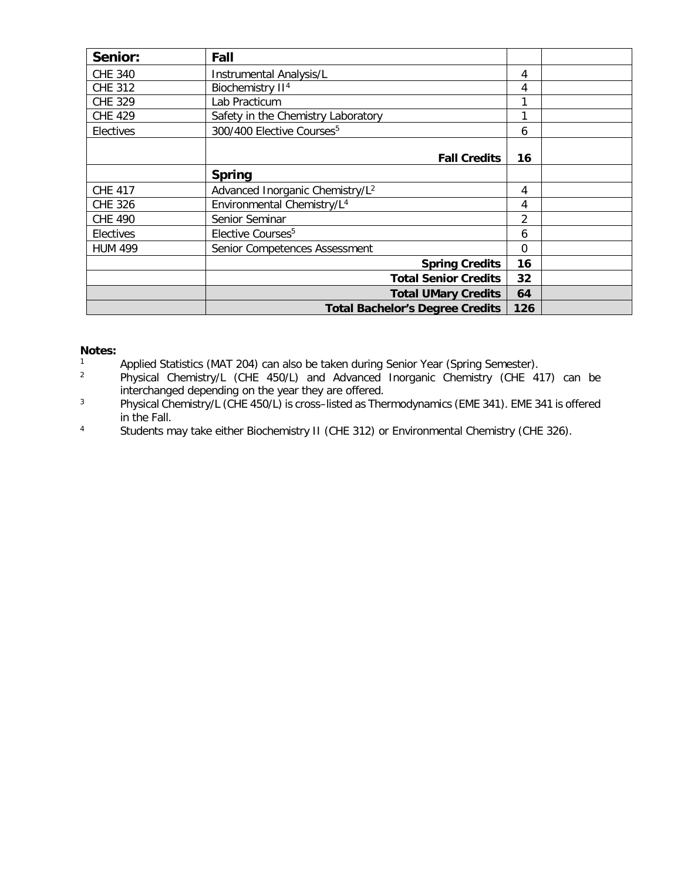| | | | |
|---|---|---|---|
| **Senior:** | **Fall** | | |
| CHE 340 | Instrumental Analysis/L | 4 | |
| CHE 312 | Biochemistry II[4] | 4 | |
| CHE 329 | Lab Practicum | 1 | |
| CHE 429 | Safety in the Chemistry Laboratory | 1 | |
| Electives | 300/400 Elective Courses[5] | 6 | |
| | **Fall Credits** | **16** | |
| | **Spring** | | |
| CHE 417 | Advanced Inorganic Chemistry/L[2] | 4 | |
| CHE 326 | Environmental Chemistry/L[4] | 4 | |
| CHE 490 | Senior Seminar | 2 | |
| Electives | Elective Courses[5] | 6 | |
| HUM 499 | Senior Competences Assessment | 0 | |
| | **Spring Credits** | **16** | |
| | **Total Senior Credits** | **32** | |
| | **Total UMary Credits** | **64** | |
| | **Total Bachelor's Degree Credits** | **126** | |

**Notes:**

[1] Applied Statistics (MAT 204) can also be taken during Senior Year (Spring Semester).

[2] Physical Chemistry/L (CHE 450/L) and Advanced Inorganic Chemistry (CHE 417) can be interchanged depending on the year they are offered.

[3] Physical Chemistry/L (CHE 450/L) is cross–listed as Thermodynamics (EME 341). EME 341 is offered in the Fall.

[4] Students may take either Biochemistry II (CHE 312) or Environmental Chemistry (CHE 326).